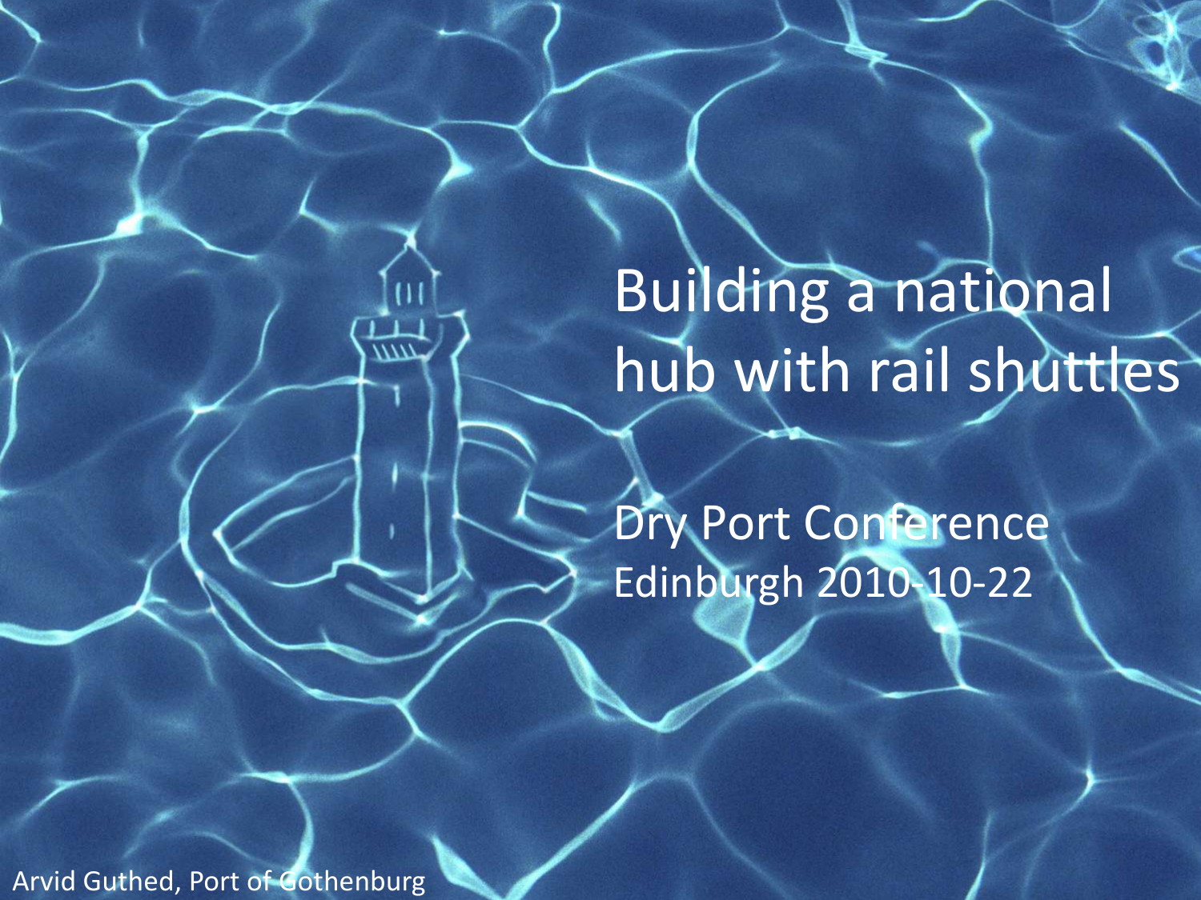# Building a national hub with rail shuttles

## Dry Port Conference

Edinburgh 2010-10-22

Arvid Guthed, Port of Gothenburg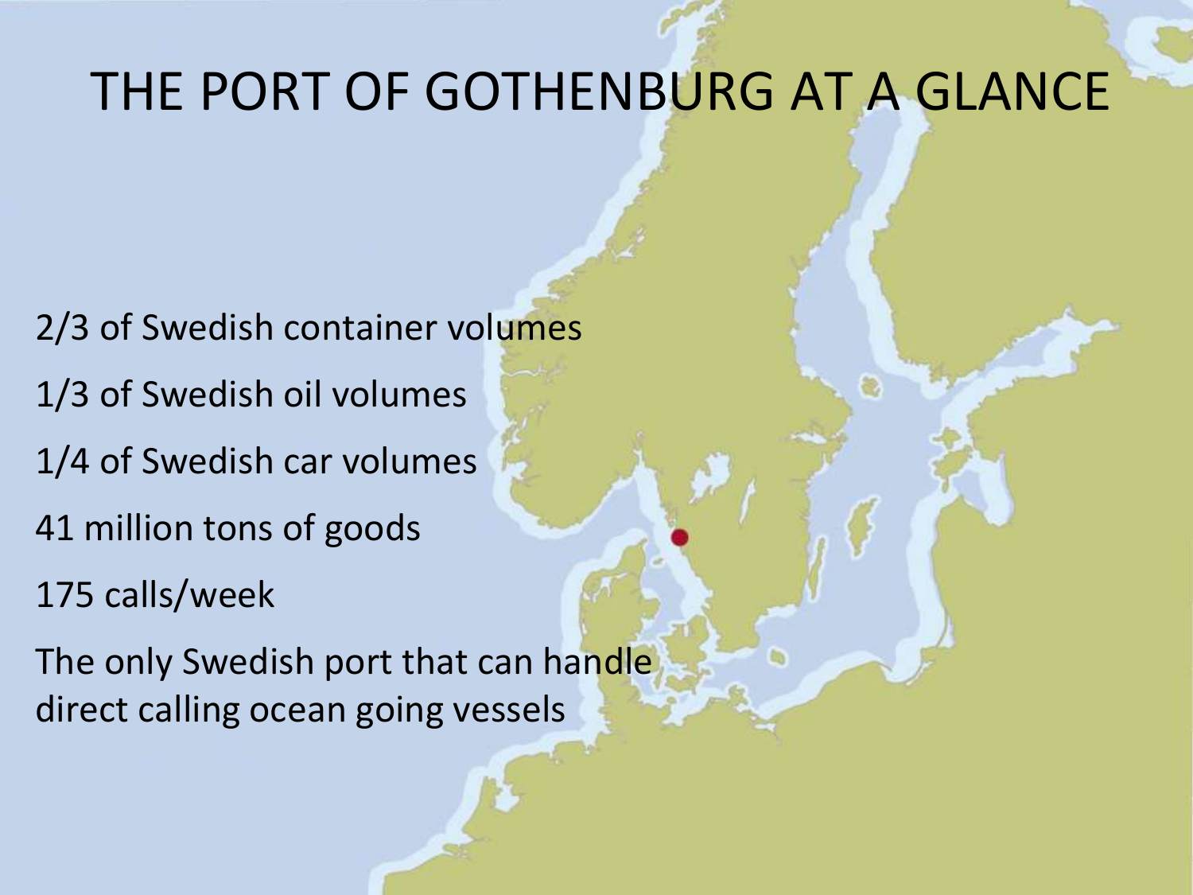# THE PORT OF GOTHENBURG AT A GLANCE

2/3 of Swedish container volumes

1/3 of Swedish oil volumes

1/4 of Swedish car volumes

41 million tons of goods

175 calls/week

The only Swedish port that can handle direct calling ocean going vessels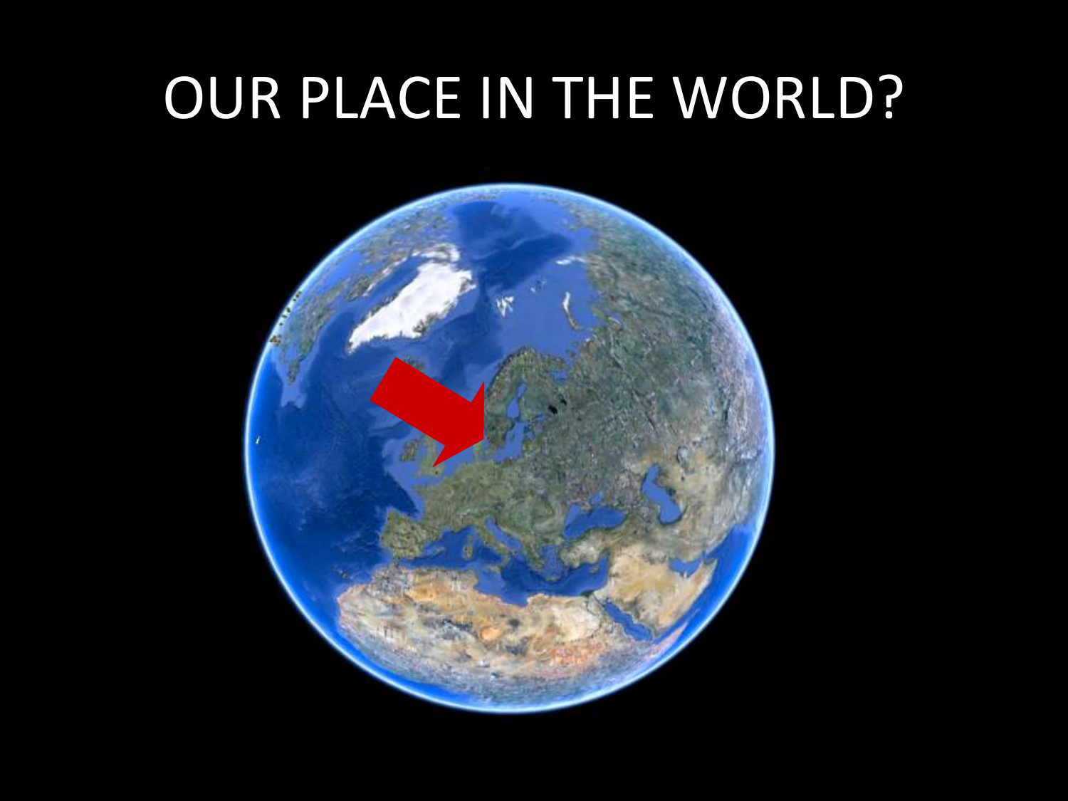# OUR PLACE IN THE WORLD?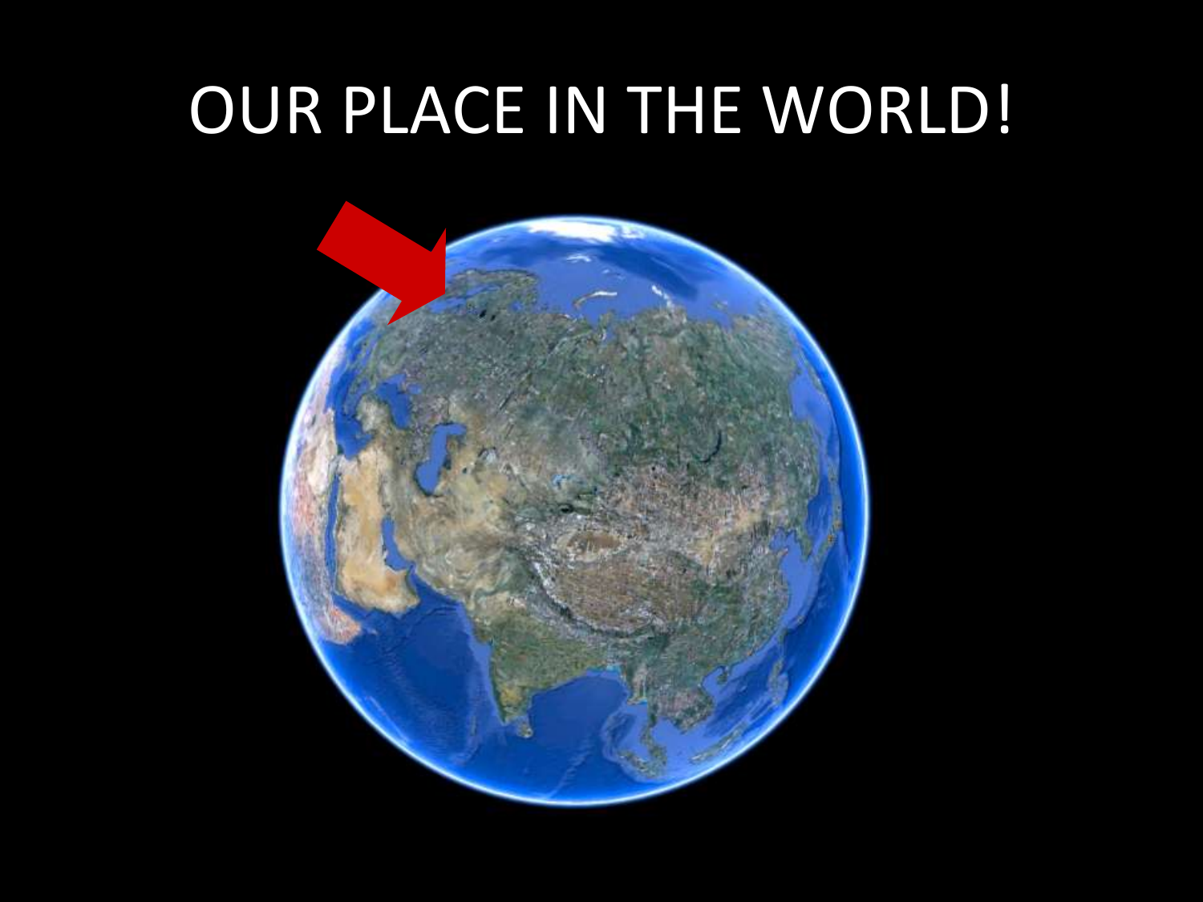# OUR PLACE IN THE WORLD!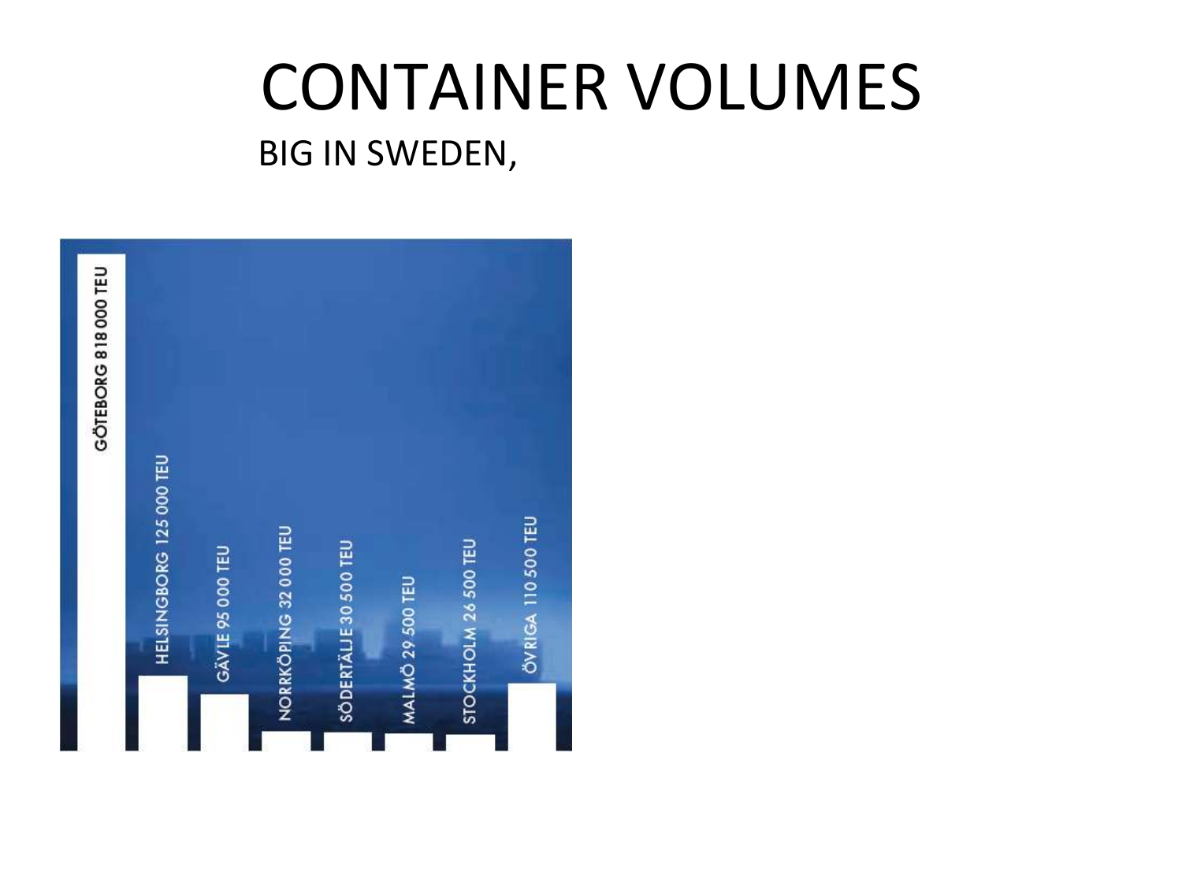# CONTAINER VOLUMES

BIG IN SWEDEN,

GÖTEBORG 818 000 TEU

HELSINGBORG 125 000 TEU

GÄVLE 95 000 TEU

NORRKÖPING 32 000 TEU

SÖDERTÄLJE 30 500 TEU

MALMÖ 29 500 TEU

STOCKHOLM 26 500 TEU

ÖVRIGA 110 500 TEU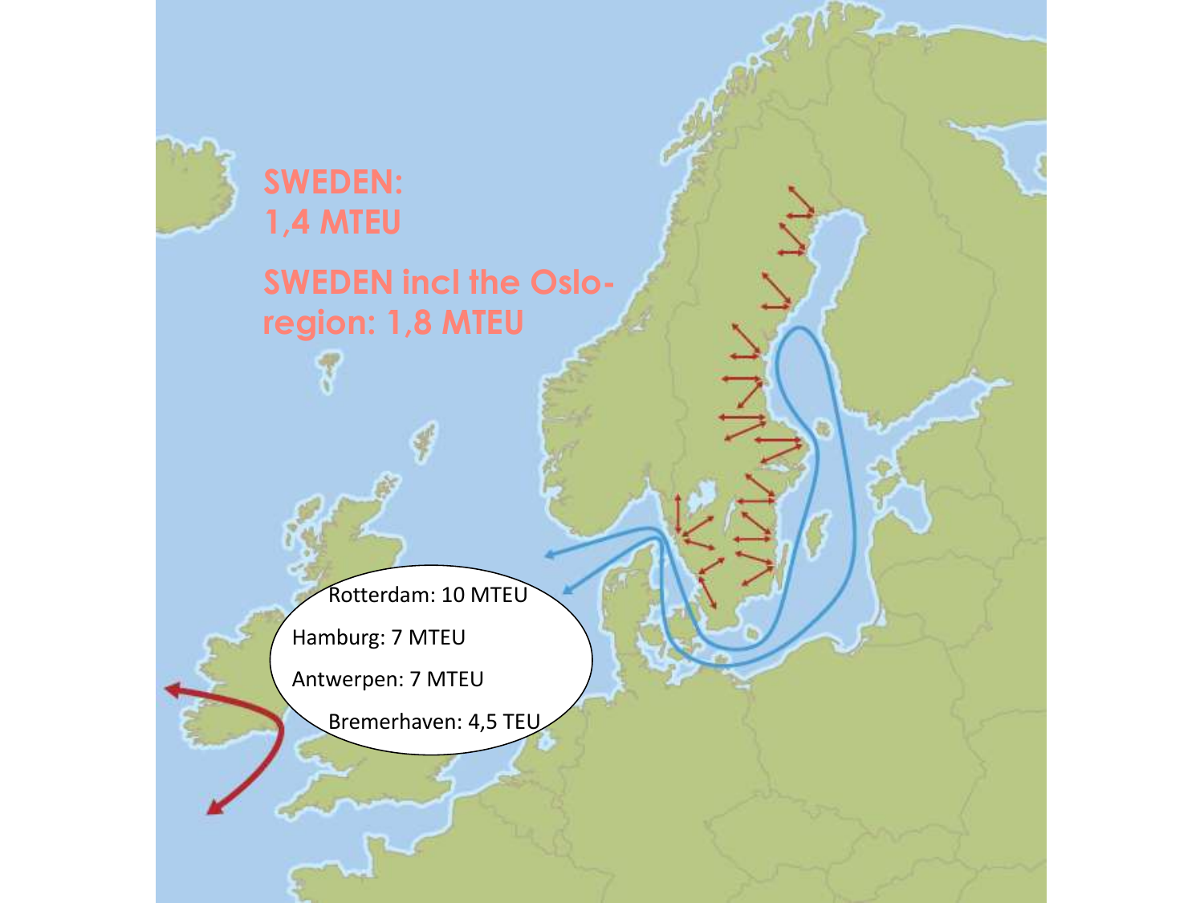SWEDEN:
1,4 MTEU

SWEDEN incl the Oslo-region: 1,8 MTEU

Rotterdam: 10 MTEU

Hamburg: 7 MTEU

Antwerpen: 7 MTEU

Bremerhaven: 4,5 TEU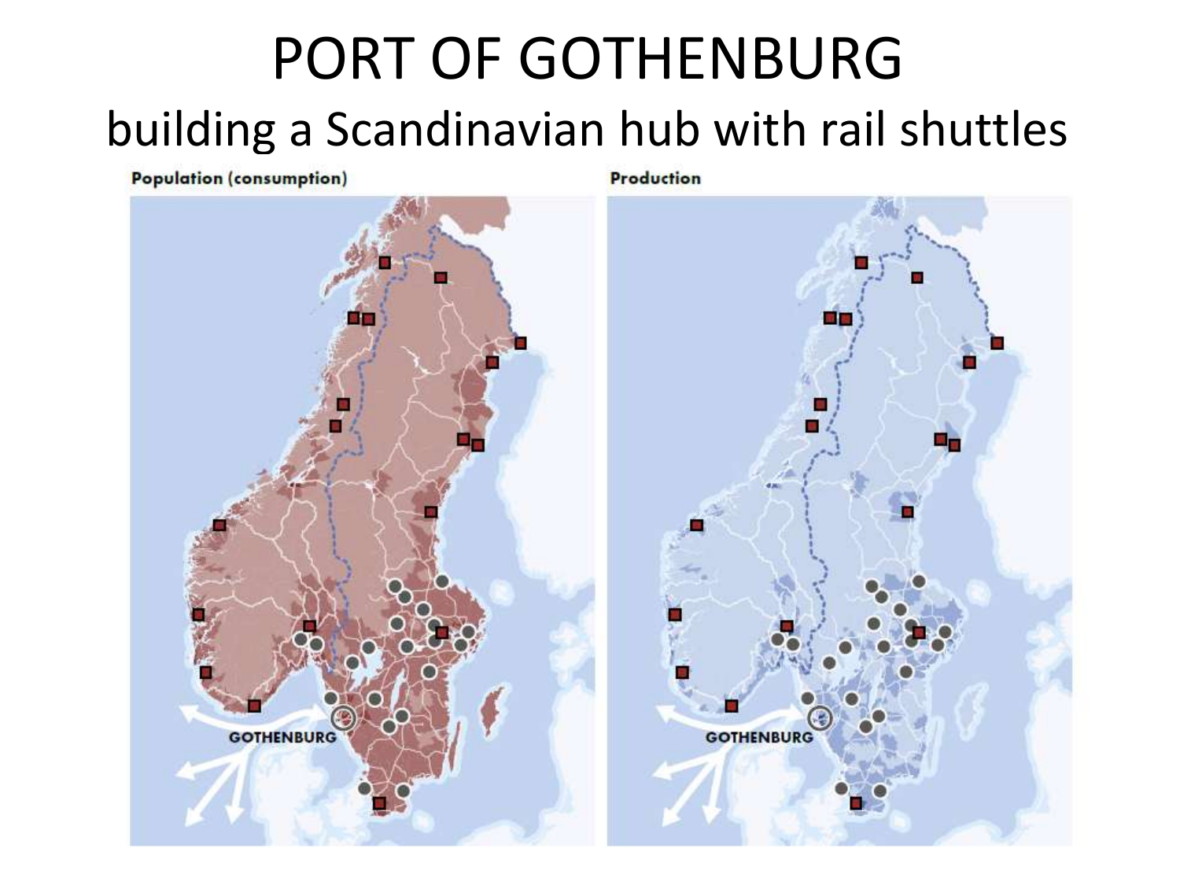# PORT OF GOTHENBURG

## building a Scandinavian hub with rail shuttles

**Population (consumption)**

**Production**

GOTHENBURG

GOTHENBURG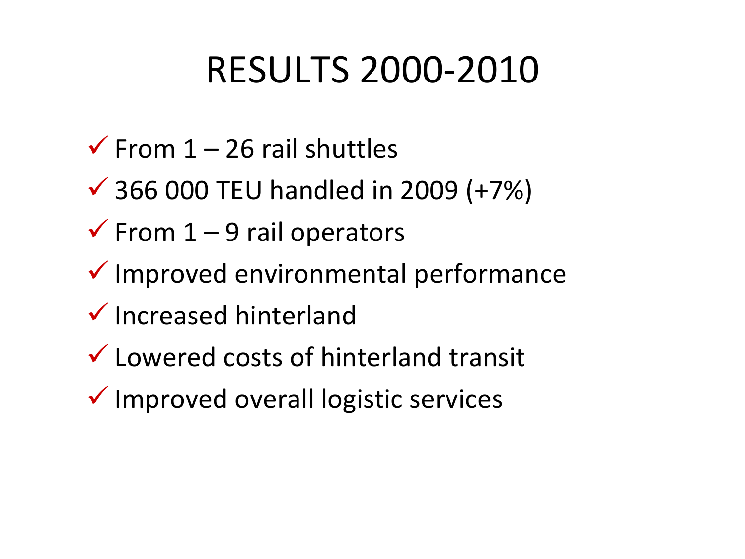# RESULTS 2000-2010

- ✓ From 1 – 26 rail shuttles
- ✓ 366 000 TEU handled in 2009 (+7%)
- ✓ From 1 – 9 rail operators
- ✓ Improved environmental performance
- ✓ Increased hinterland
- ✓ Lowered costs of hinterland transit
- ✓ Improved overall logistic services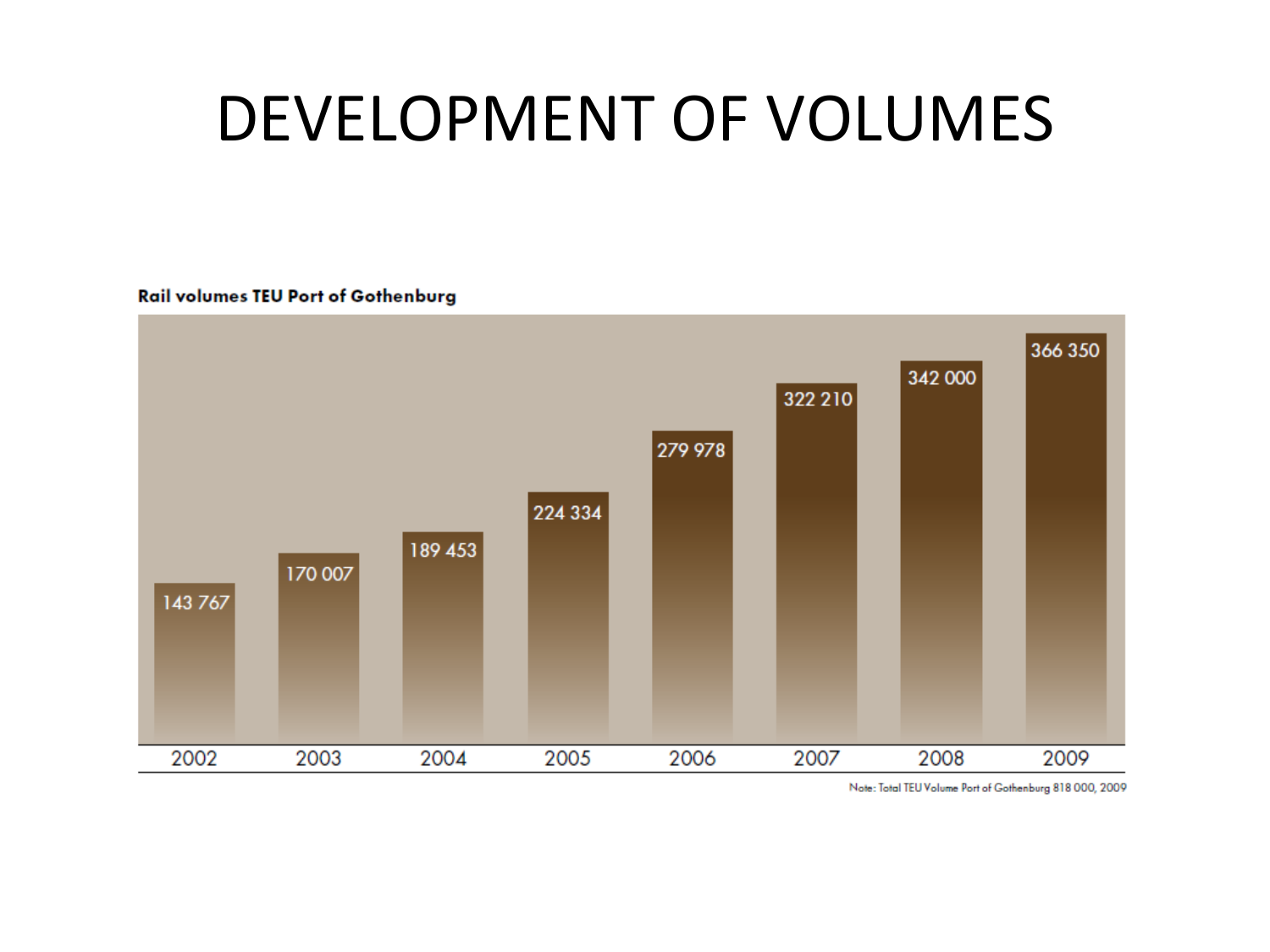# DEVELOPMENT OF VOLUMES

**Rail volumes TEU Port of Gothenburg**

| 2002 | 2003 | 2004 | 2005 | 2006 | 2007 | 2008 | 2009 |
|---|---|---|---|---|---|---|---|
| 143 767 | 170 007 | 189 453 | 224 334 | 279 978 | 322 210 | 342 000 | 366 350 |

Note: Total TEU Volume Port of Gothenburg 818 000, 2009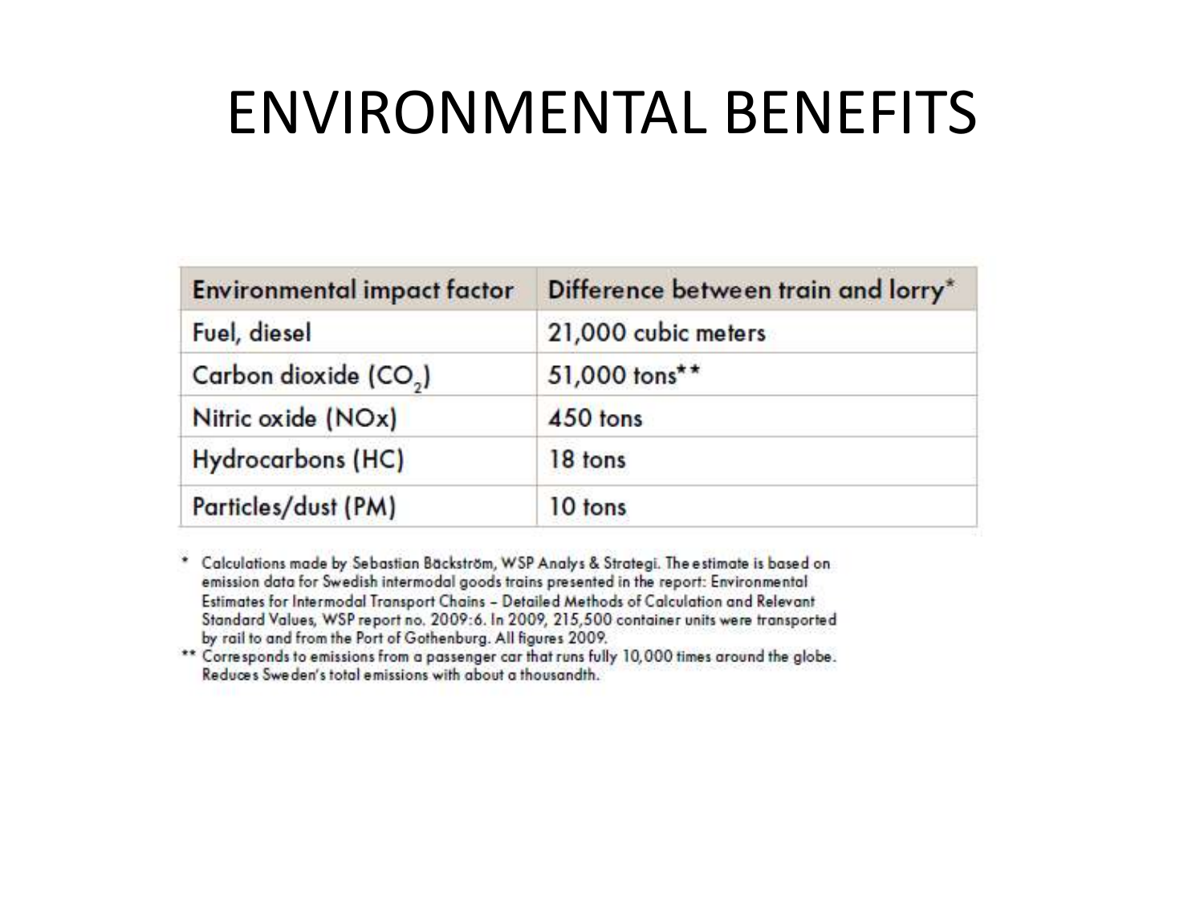# ENVIRONMENTAL BENEFITS

| Environmental impact factor | Difference between train and lorry* |
| --- | --- |
| Fuel, diesel | 21,000 cubic meters |
| Carbon dioxide ($CO_2$) | 51,000 tons** |
| Nitric oxide (NOx) | 450 tons |
| Hydrocarbons (HC) | 18 tons |
| Particles/dust (PM) | 10 tons |

\* Calculations made by Sebastian Bäckström, WSP Analys & Strategi. The estimate is based on emission data for Swedish intermodal goods trains presented in the report: Environmental Estimates for Intermodal Transport Chains – Detailed Methods of Calculation and Relevant Standard Values, WSP report no. 2009:6. In 2009, 215,500 container units were transported by rail to and from the Port of Gothenburg. All figures 2009.

\*\* Corresponds to emissions from a passenger car that runs fully 10,000 times around the globe. Reduces Sweden's total emissions with about a thousandth.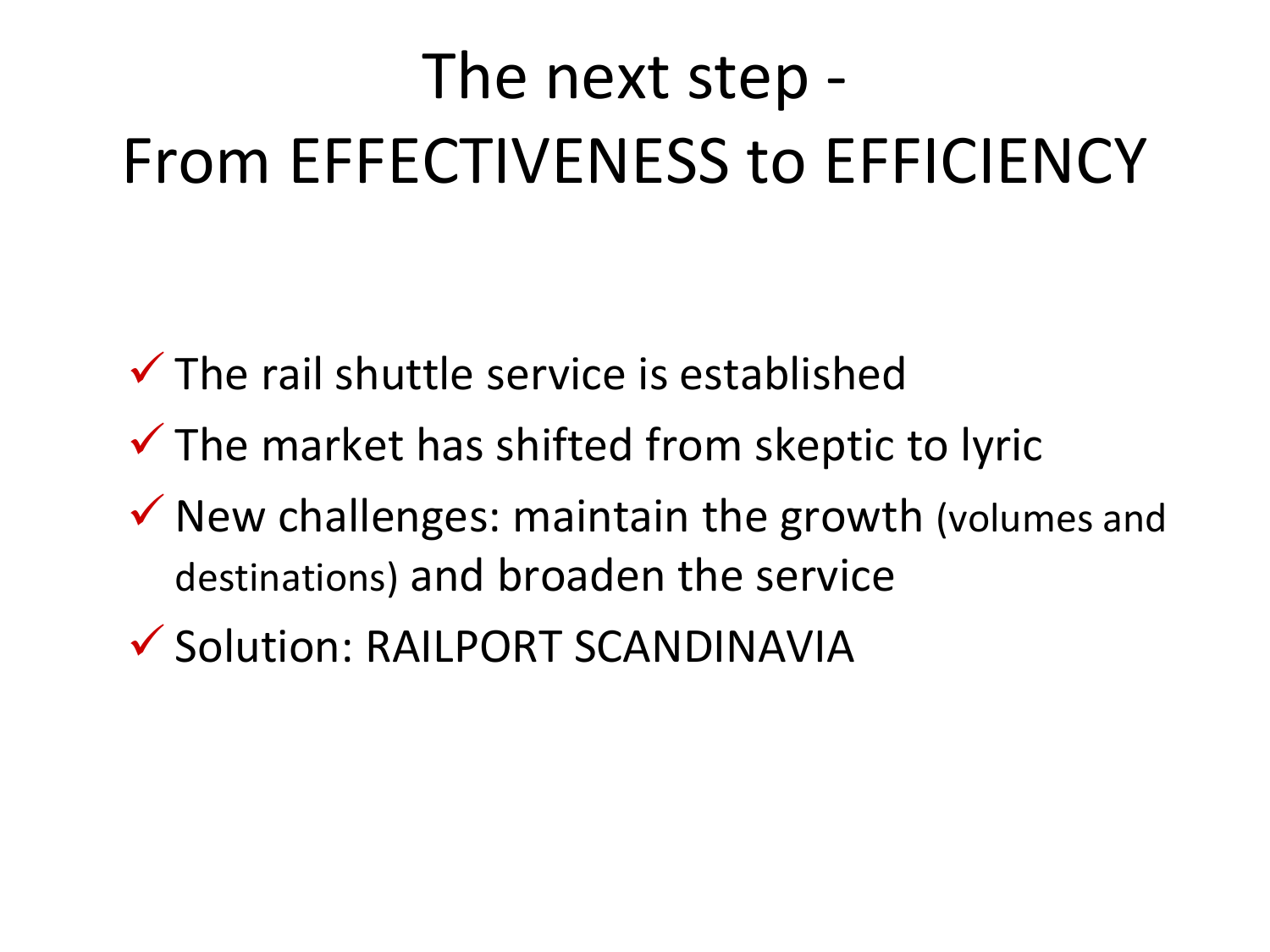# The next step - From EFFECTIVENESS to EFFICIENCY

- ✓ The rail shuttle service is established
- ✓ The market has shifted from skeptic to lyric
- ✓ New challenges: maintain the growth (volumes and destinations) and broaden the service
- ✓ Solution: RAILPORT SCANDINAVIA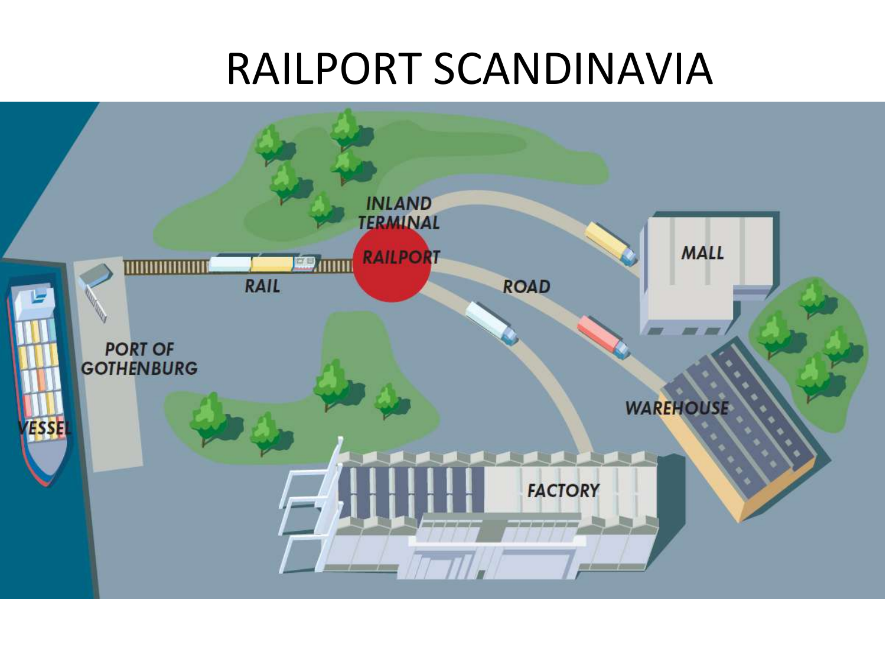# RAILPORT SCANDINAVIA

INLAND TERMINAL

RAILPORT

RAIL

ROAD

MALL

PORT OF GOTHENBURG

VESSEL

WAREHOUSE

FACTORY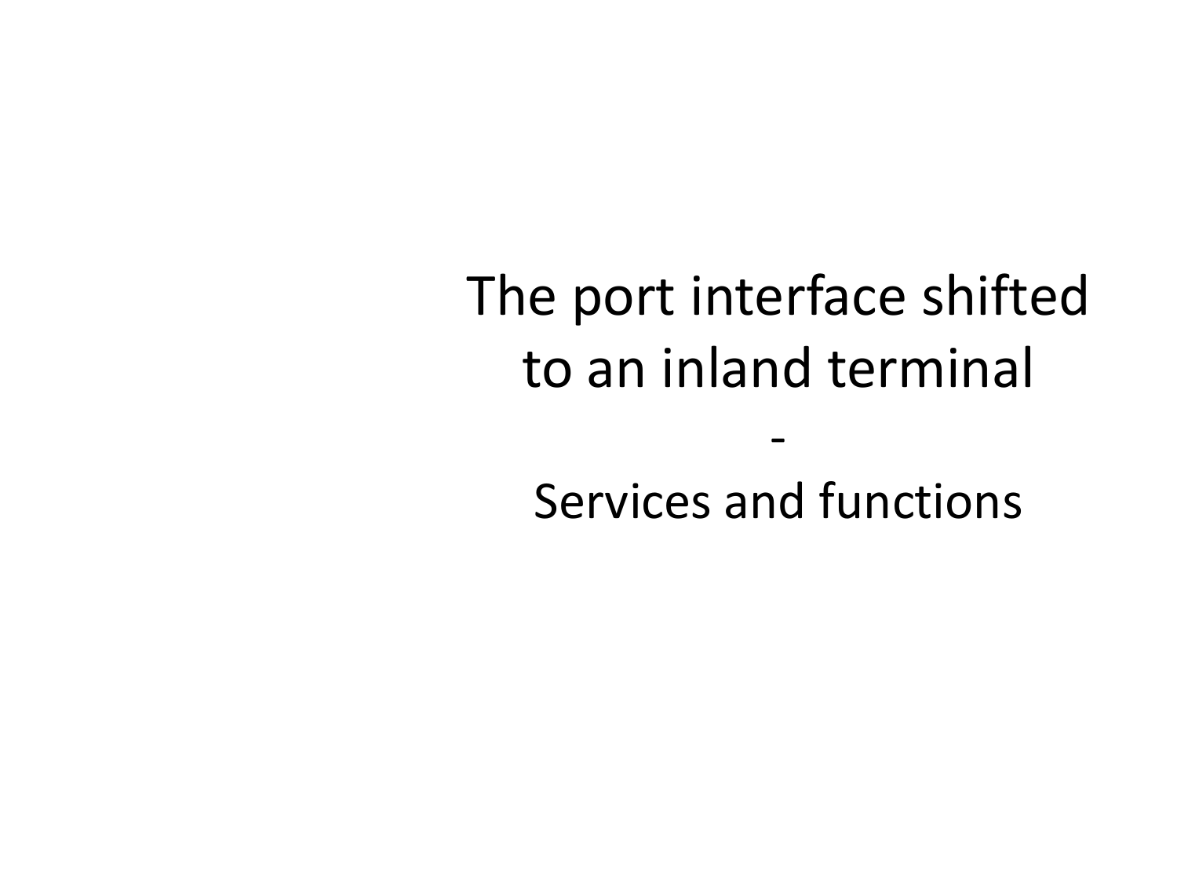# The port interface shifted to an inland terminal

-

Services and functions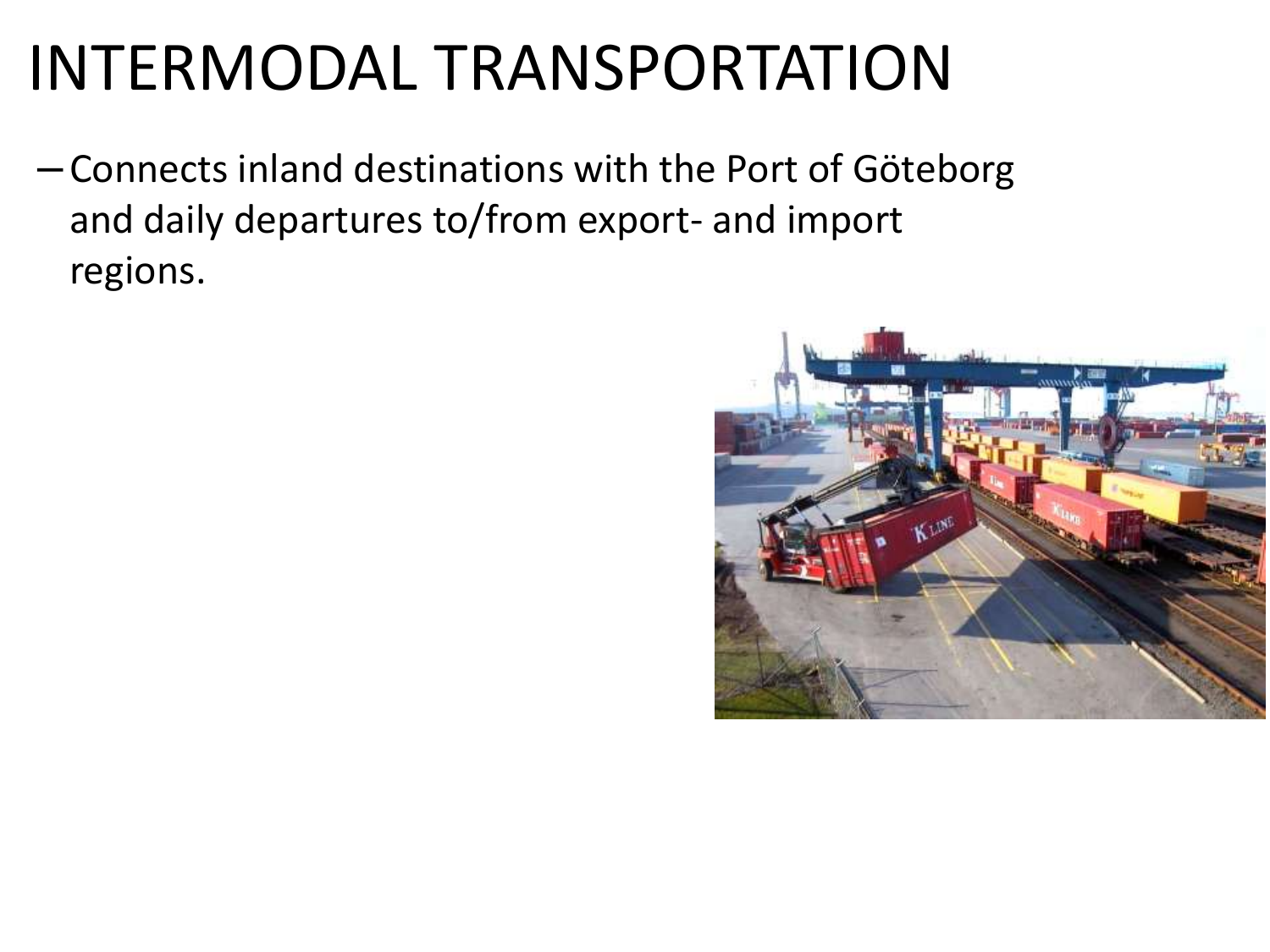# INTERMODAL TRANSPORTATION

- Connects inland destinations with the Port of Göteborg and daily departures to/from export- and import regions.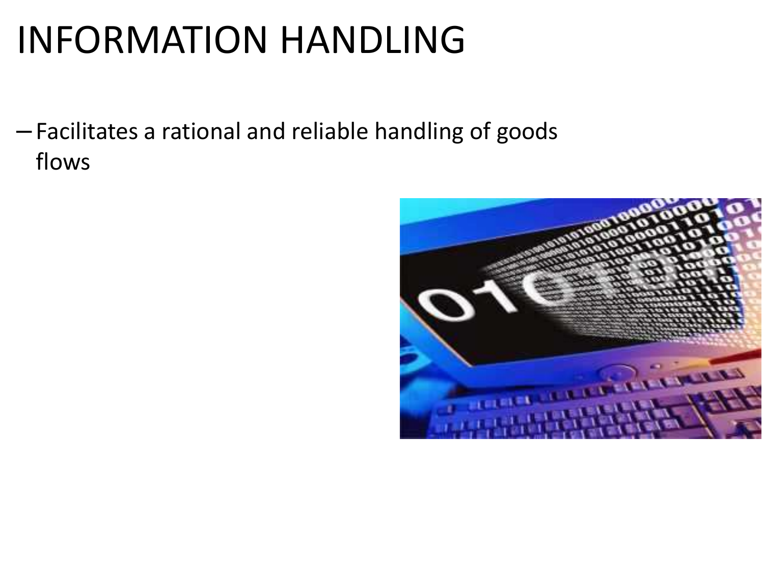# INFORMATION HANDLING

- Facilitates a rational and reliable handling of goods flows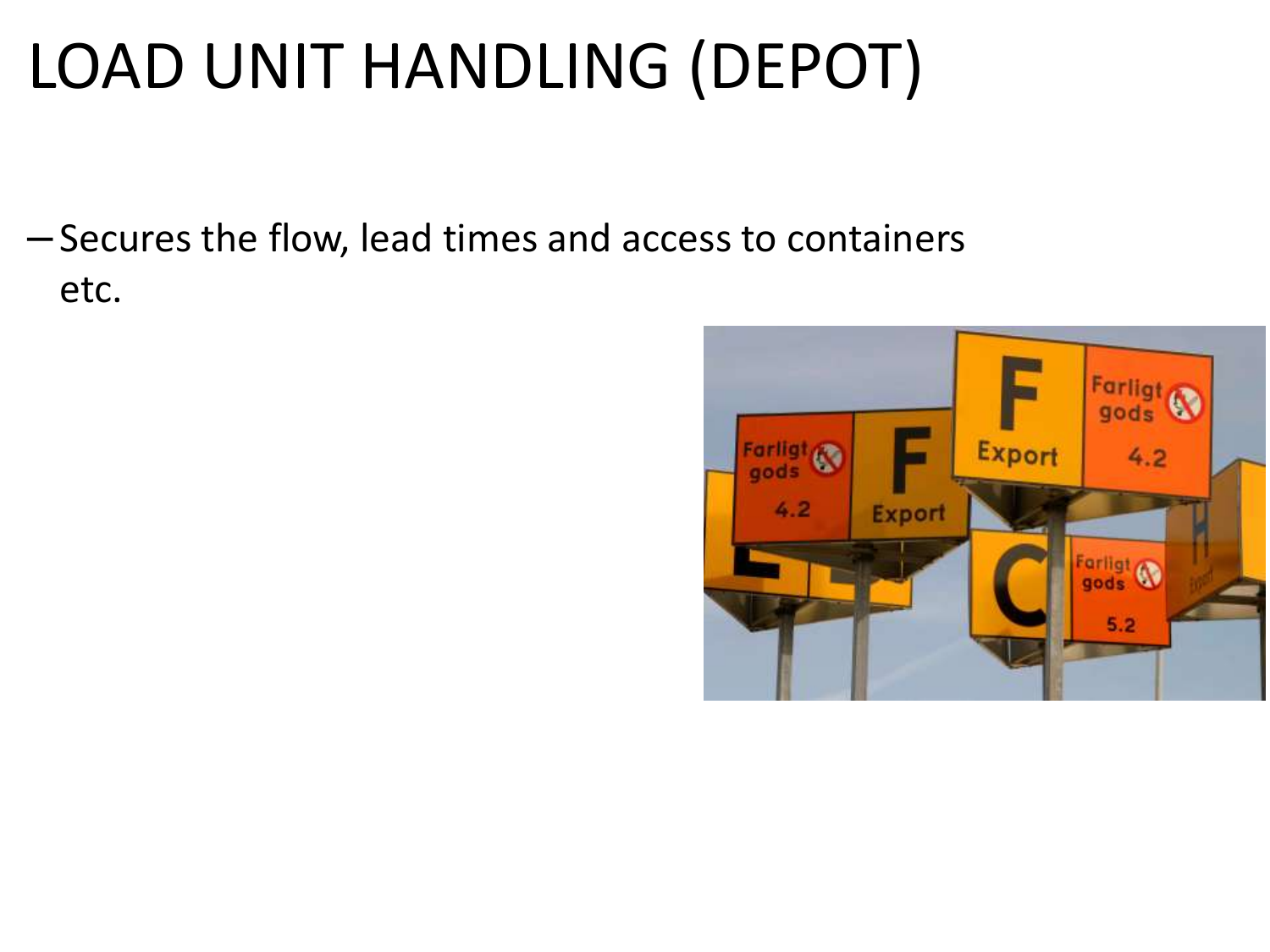# LOAD UNIT HANDLING (DEPOT)

- Secures the flow, lead times and access to containers etc.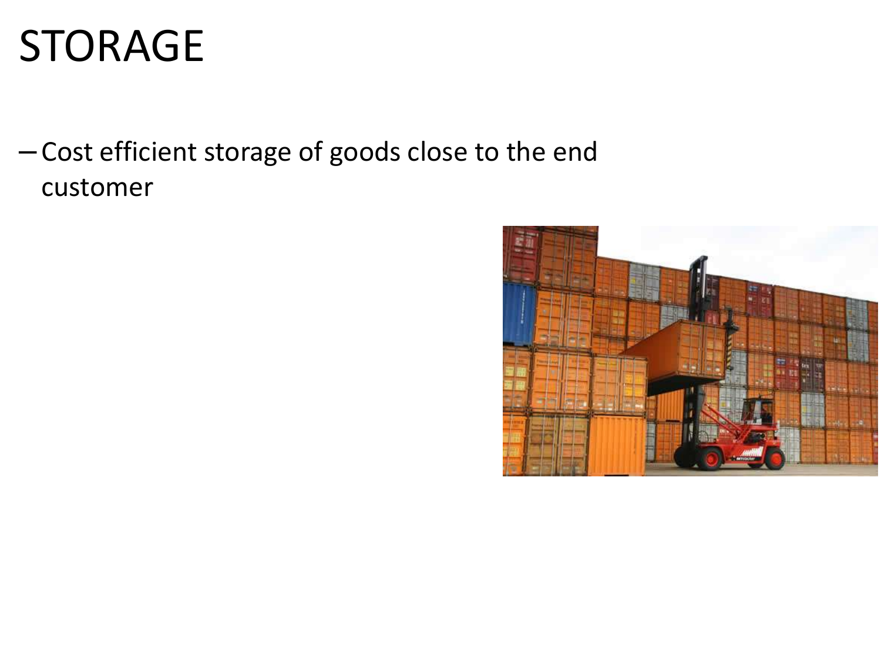# STORAGE

- Cost efficient storage of goods close to the end customer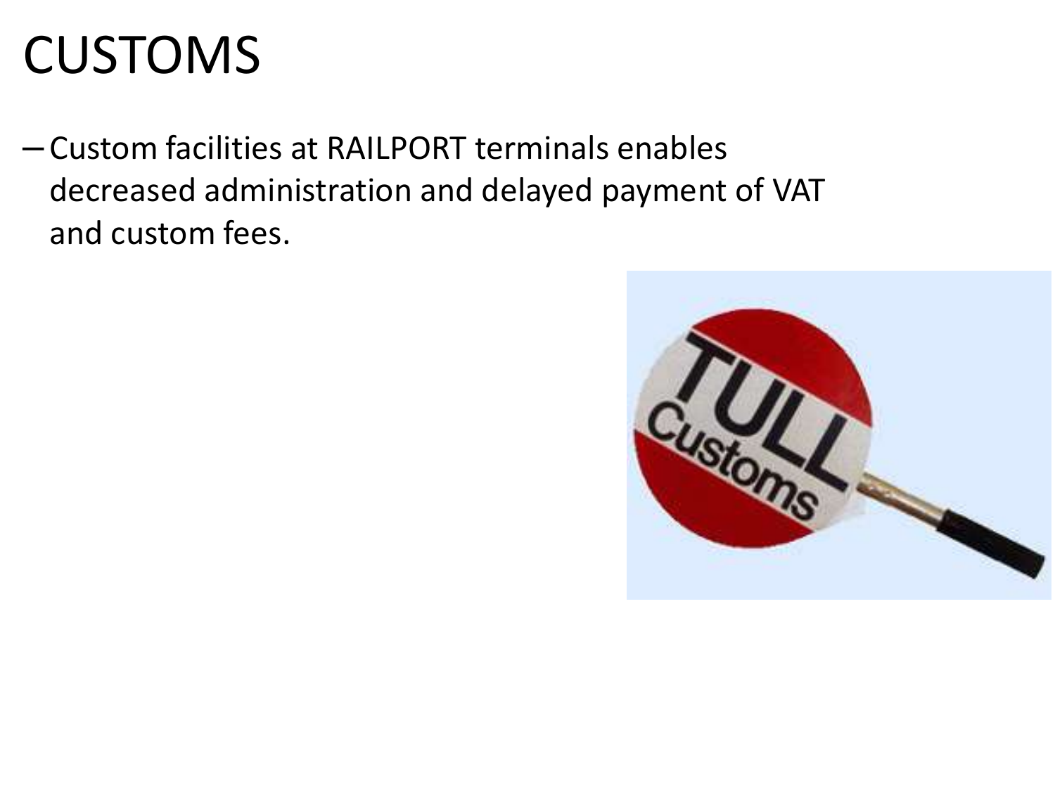# CUSTOMS

- Custom facilities at RAILPORT terminals enables decreased administration and delayed payment of VAT and custom fees.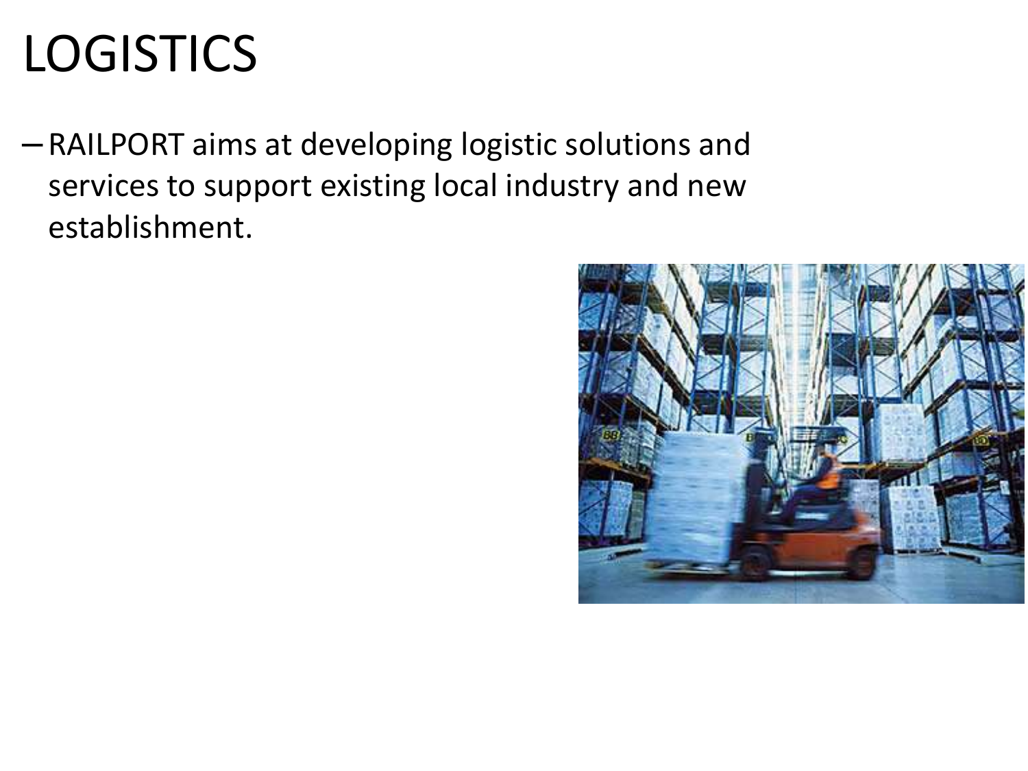# LOGISTICS

- RAILPORT aims at developing logistic solutions and services to support existing local industry and new establishment.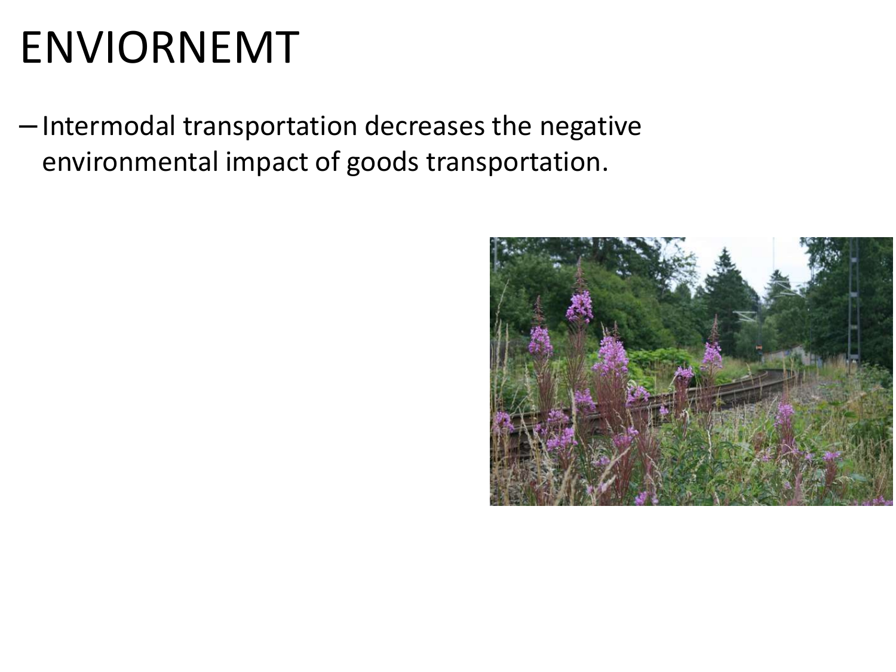# ENVIORNEMT

- Intermodal transportation decreases the negative environmental impact of goods transportation.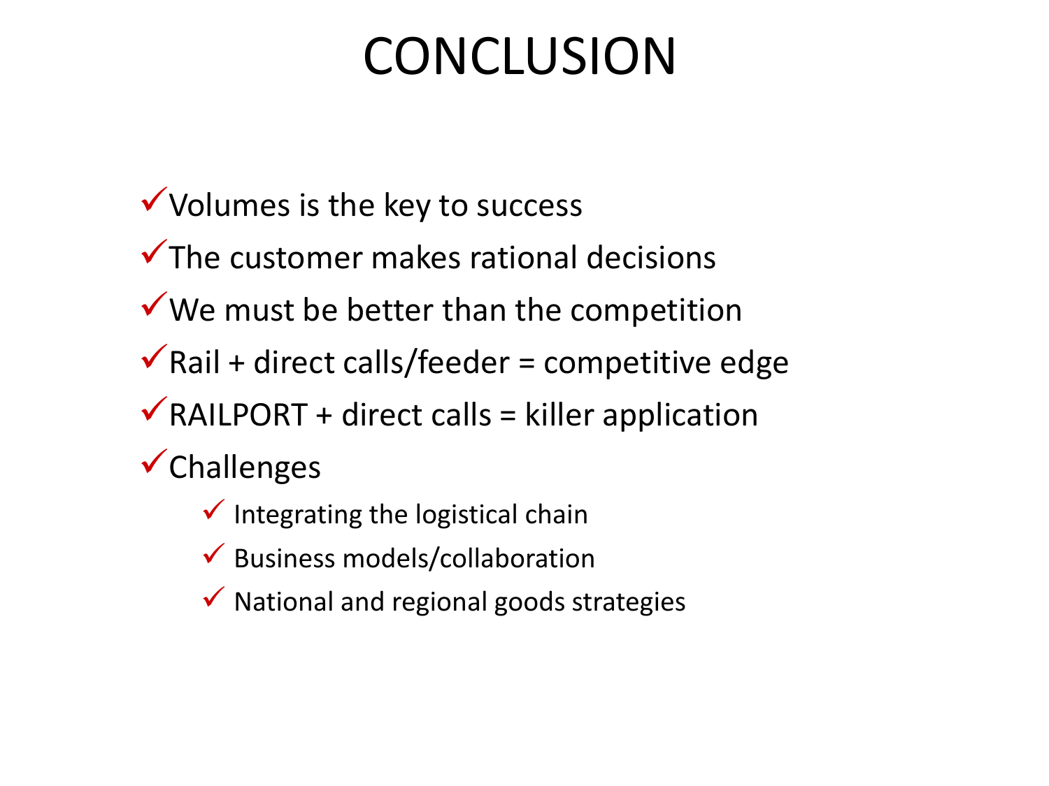# CONCLUSION

- ✓Volumes is the key to success
- ✓The customer makes rational decisions
- ✓We must be better than the competition
- ✓Rail + direct calls/feeder = competitive edge
- ✓RAILPORT + direct calls = killer application
- ✓Challenges
  - ✓ Integrating the logistical chain
  - ✓ Business models/collaboration
  - ✓ National and regional goods strategies